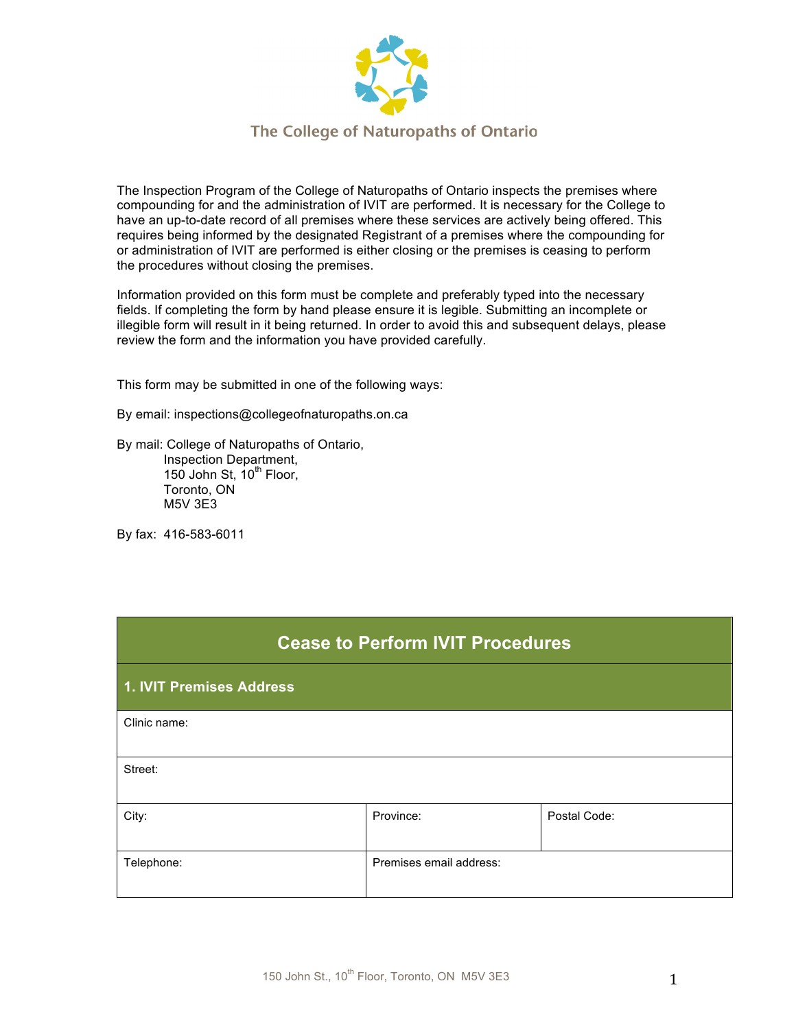The College of Naturopaths of Ontario

The Inspection Program of the College of Naturopaths of Ontario inspects the premises where compounding for and the administration of IVIT are performed. It is necessary for the College to have an up-to-date record of all premises where these services are actively being offered. This requires being informed by the designated Registrant of a premises where the compounding for or administration of IVIT are performed is either closing or the premises is ceasing to perform the procedures without closing the premises.

Information provided on this form must be complete and preferably typed into the necessary fields. If completing the form by hand please ensure it is legible. Submitting an incomplete or illegible form will result in it being returned. In order to avoid this and subsequent delays, please review the form and the information you have provided carefully.

This form may be submitted in one of the following ways:

By email: inspections@collegeofnaturopaths.on.ca

By mail: College of Naturopaths of Ontario,
Inspection Department,
150 John St, 10th Floor,
Toronto, ON
M5V 3E3

By fax: 416-583-6011

## Cease to Perform IVIT Procedures

### 1. IVIT Premises Address

| Clinic name: | | |
|---|---|---|
| Street: | | |
| City: | Province: | Postal Code: |
| Telephone: | Premises email address: | |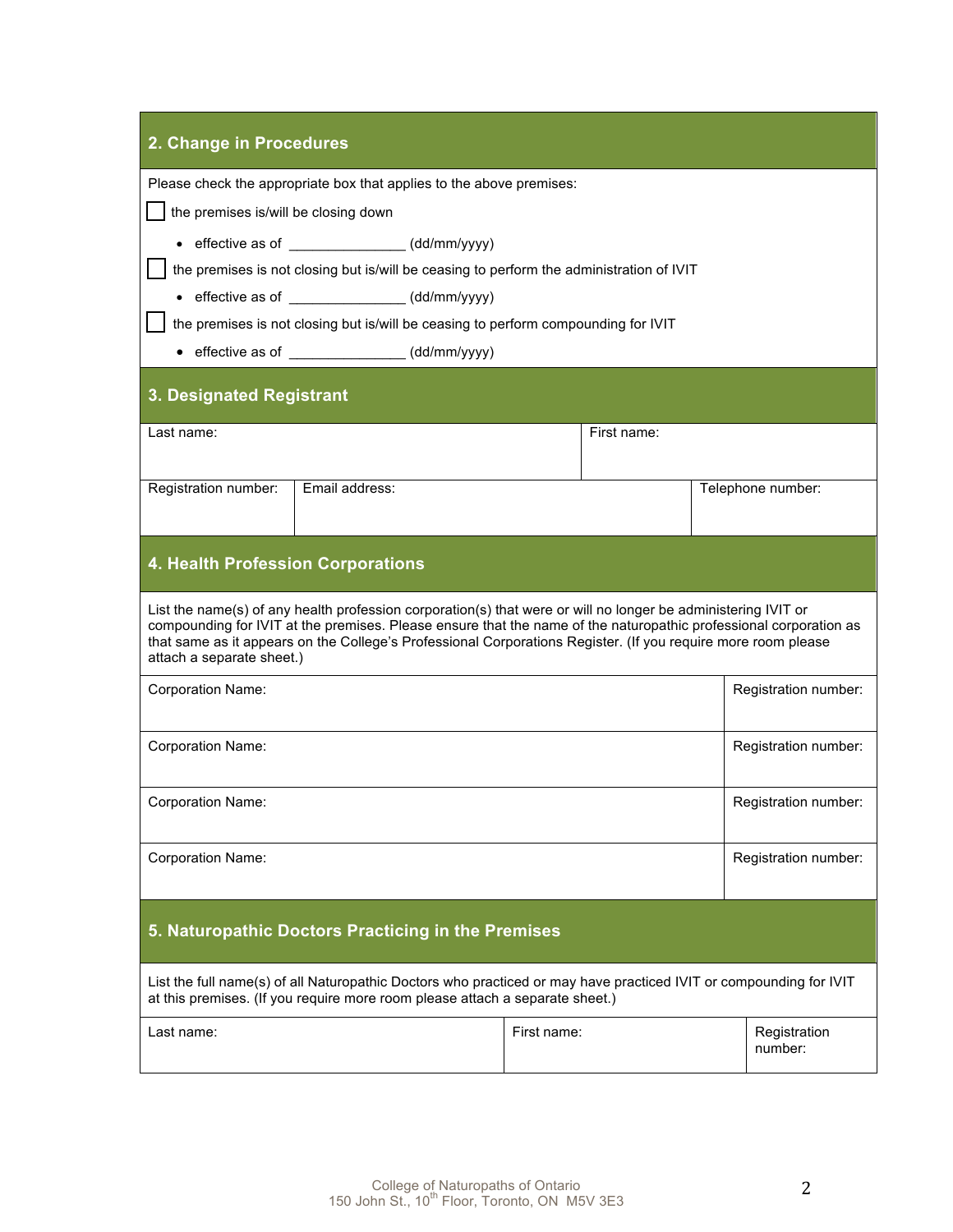## 2. Change in Procedures

Please check the appropriate box that applies to the above premises:

☐ the premises is/will be closing down

- effective as of _______________ (dd/mm/yyyy)

☐ the premises is not closing but is/will be ceasing to perform the administration of IVIT

- effective as of _______________ (dd/mm/yyyy)

☐ the premises is not closing but is/will be ceasing to perform compounding for IVIT

- effective as of _______________ (dd/mm/yyyy)

## 3. Designated Registrant

| Last name: | | First name: |
|---|---|---|
| Registration number: | Email address: | Telephone number: |

## 4. Health Profession Corporations

List the name(s) of any health profession corporation(s) that were or will no longer be administering IVIT or compounding for IVIT at the premises. Please ensure that the name of the naturopathic professional corporation as that same as it appears on the College's Professional Corporations Register. (If you require more room please attach a separate sheet.)

| Corporation Name: | Registration number: |
|---|---|
| Corporation Name: | Registration number: |
| Corporation Name: | Registration number: |
| Corporation Name: | Registration number: |

## 5. Naturopathic Doctors Practicing in the Premises

List the full name(s) of all Naturopathic Doctors who practiced or may have practiced IVIT or compounding for IVIT at this premises. (If you require more room please attach a separate sheet.)

| Last name: | First name: | Registration number: |
|---|---|---|

College of Naturopaths of Ontario
150 John St., 10th Floor, Toronto, ON M5V 3E3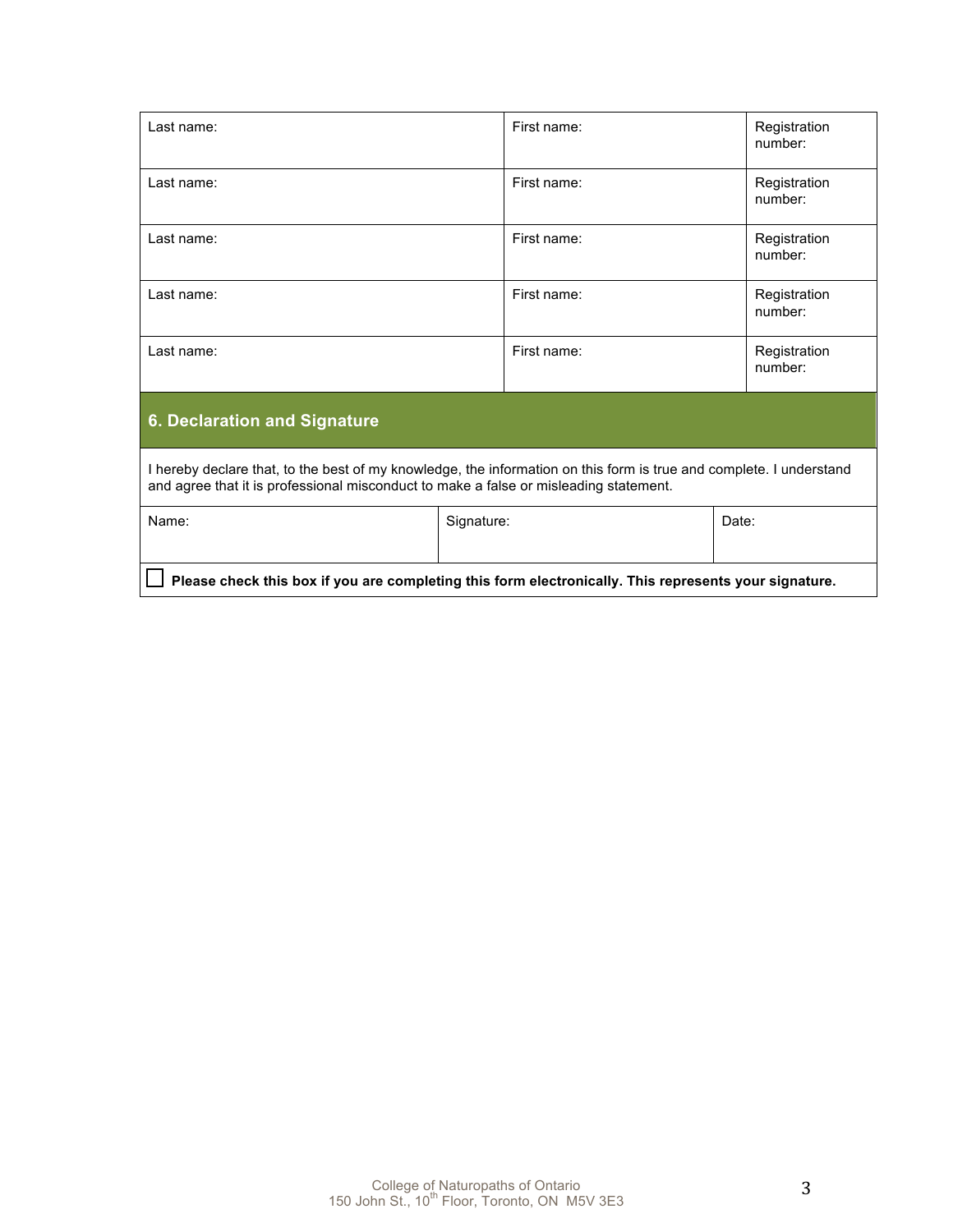| | | |
|---|---|---|
| Last name: | First name: | Registration number: |
| Last name: | First name: | Registration number: |
| Last name: | First name: | Registration number: |
| Last name: | First name: | Registration number: |
| Last name: | First name: | Registration number: |

## 6. Declaration and Signature

I hereby declare that, to the best of my knowledge, the information on this form is true and complete. I understand and agree that it is professional misconduct to make a false or misleading statement.

| | | |
|---|---|---|
| Name: | Signature: | Date: |

☐ **Please check this box if you are completing this form electronically. This represents your signature.**

College of Naturopaths of Ontario
150 John St., 10th Floor, Toronto, ON M5V 3E3